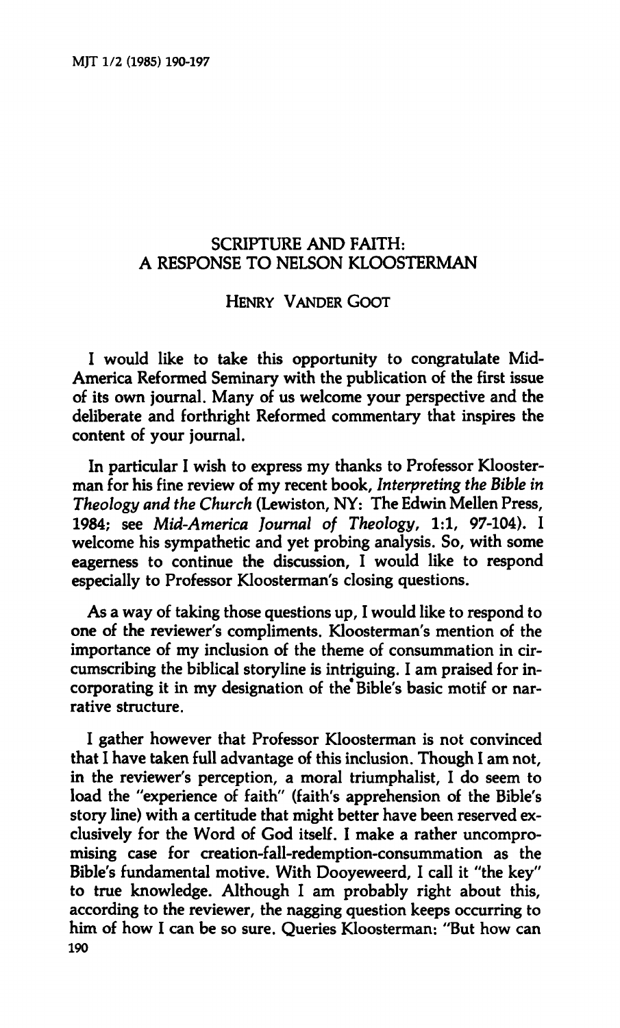# SCRIPTURE AND FAITH: A RESPONSE TO NELSON KLOOSTERMAN

HENRY VANDER GOOT

I would like to take this opportunity to congratulate Mid-America Reformed Seminary with the publication of the first issue of its own journal. Many of us welcome your perspective and the deliberate and forthright Reformed commentary that inspires the content of your journal.

In particular I wish to express my thanks to Professor Kloosterman for his fine review of my recent book, *Interpreting the Bible in Theology and the Church* (Lewiston, NY: The Edwin Mellen Press, 1984; see *Mid-America Journal of Theology*, 1:1, 97-104). I welcome his sympathetic and yet probing analysis. So, with some eagerness to continue the discussion, I would like to respond especially to Professor Kloosterman's closing questions.

As a way of taking those questions up, I would like to respond to one of the reviewer's compliments. Kloosterman's mention of the importance of my inclusion of the theme of consummation in circumscribing the biblical storyline is intriguing. I am praised for incorporating it in my designation of the Bible's basic motif or narrative structure.

I gather however that Professor Kloosterman is not convinced that I have taken full advantage of this inclusion. Though I am not, in the reviewer's perception, a moral triumphalist, I do seem to load the "experience of faith" (faith's apprehension of the Bible's story line) with a certitude that might better have been reserved exclusively for the Word of God itself. I make a rather uncompromising case for creation-fall-redemption-consummation as the Bible's fundamental motive. With Dooyeweerd, I call it "the key" to true knowledge. Although I am probably right about this, according to the reviewer, the nagging question keeps occurring to him of how I can be so sure. Queries Kloosterman: "But how can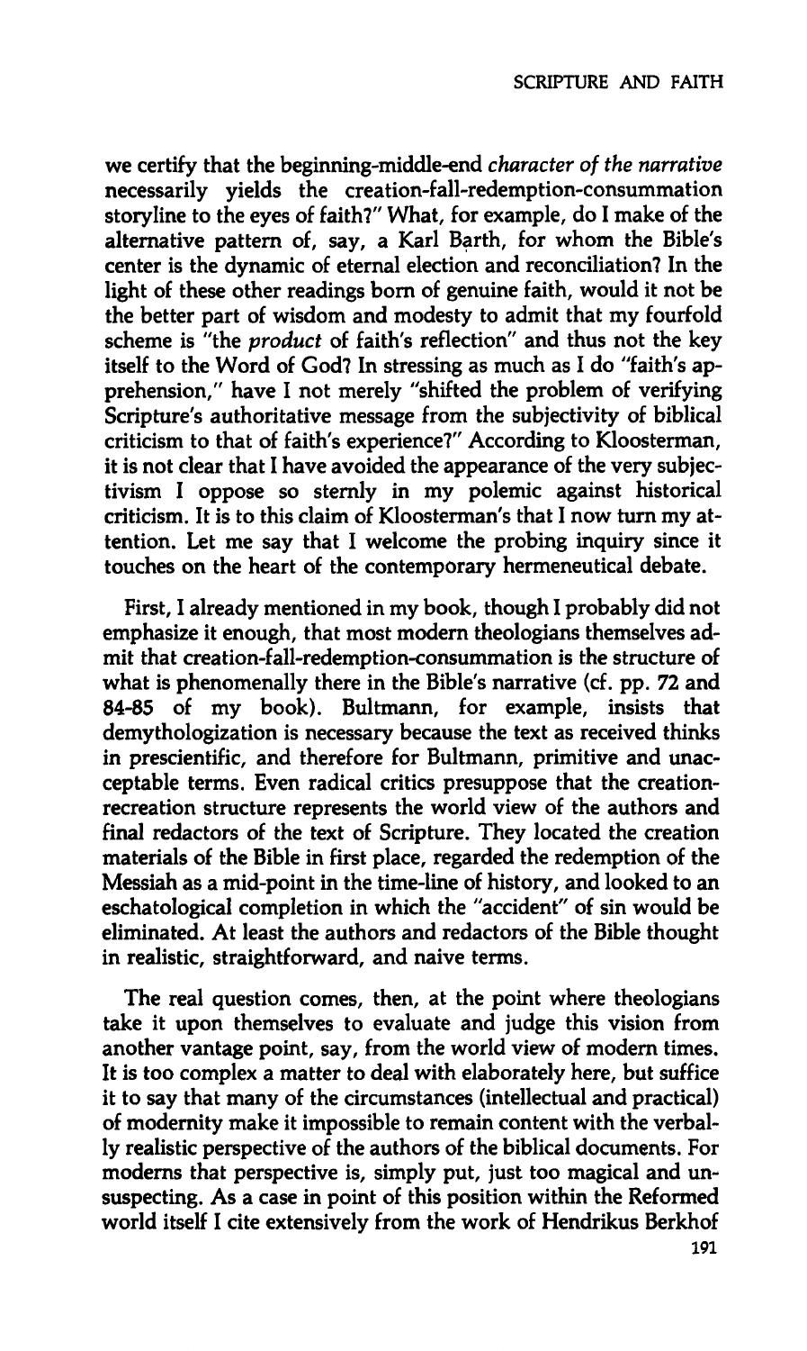we certify that the beginning-middle-end *character of the narrative* necessarily yields the creation-fall-redemption-consummation storyline to the eyes of faith?" What, for example, do I make of the alternative pattern of, say, a Karl Barth, for whom the Bible's center is the dynamic of eternal election and reconciliation? In the light of these other readings born of genuine faith, would it not be the better part of wisdom and modesty to admit that my fourfold scheme is "the *product* of faith's reflection" and thus not the key itself to the Word of God? In stressing as much as I do "faith's apprehension," have I not merely "shifted the problem of verifying Scripture's authoritative message from the subjectivity of biblical criticism to that of faith's experience?" According to Kloosterman, it is not clear that I have avoided the appearance of the very subjectivism I oppose so sternly in my polemic against historical criticism. It is to this claim of Kloosterman's that I now turn my attention. Let me say that I welcome the probing inquiry since it touches on the heart of the contemporary hermeneutical debate.

First, I already mentioned in my book, though I probably did not emphasize it enough, that most modern theologians themselves admit that creation-fall-redemption-consummation is the structure of what is phenomenally there in the Bible's narrative (cf. pp. 72 and 84-85 of my book). Bultmann, for example, insists that demythologization is necessary because the text as received thinks in prescientific, and therefore for Bultmann, primitive and unacceptable terms. Even radical critics presuppose that the creation-recreation structure represents the world view of the authors and final redactors of the text of Scripture. They located the creation materials of the Bible in first place, regarded the redemption of the Messiah as a mid-point in the time-line of history, and looked to an eschatological completion in which the "accident" of sin would be eliminated. At least the authors and redactors of the Bible thought in realistic, straightforward, and naive terms.

The real question comes, then, at the point where theologians take it upon themselves to evaluate and judge this vision from another vantage point, say, from the world view of modern times. It is too complex a matter to deal with elaborately here, but suffice it to say that many of the circumstances (intellectual and practical) of modernity make it impossible to remain content with the verbally realistic perspective of the authors of the biblical documents. For moderns that perspective is, simply put, just too magical and unsuspecting. As a case in point of this position within the Reformed world itself I cite extensively from the work of Hendrikus Berkhof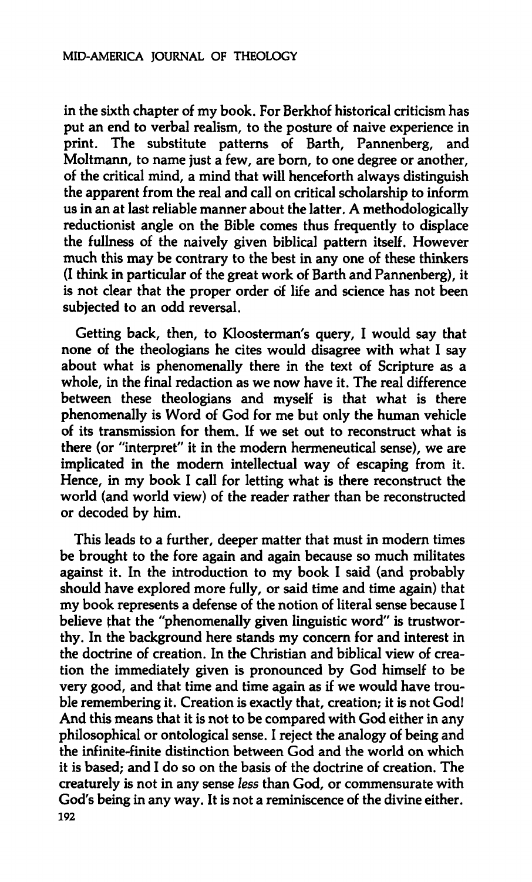in the sixth chapter of my book. For Berkhof historical criticism has put an end to verbal realism, to the posture of naive experience in print. The substitute patterns of Barth, Pannenberg, and Moltmann, to name just a few, are born, to one degree or another, of the critical mind, a mind that will henceforth always distinguish the apparent from the real and call on critical scholarship to inform us in an at last reliable manner about the latter. A methodologically reductionist angle on the Bible comes thus frequently to displace the fullness of the naively given biblical pattern itself. However much this may be contrary to the best in any one of these thinkers (I think in particular of the great work of Barth and Pannenberg), it is not clear that the proper order of life and science has not been subjected to an odd reversal.

Getting back, then, to Kloosterman's query, I would say that none of the theologians he cites would disagree with what I say about what is phenomenally there in the text of Scripture as a whole, in the final redaction as we now have it. The real difference between these theologians and myself is that what is there phenomenally is Word of God for me but only the human vehicle of its transmission for them. If we set out to reconstruct what is there (or "interpret" it in the modern hermeneutical sense), we are implicated in the modern intellectual way of escaping from it. Hence, in my book I call for letting what is there reconstruct the world (and world view) of the reader rather than be reconstructed or decoded by him.

This leads to a further, deeper matter that must in modern times be brought to the fore again and again because so much militates against it. In the introduction to my book I said (and probably should have explored more fully, or said time and time again) that my book represents a defense of the notion of literal sense because I believe that the "phenomenally given linguistic word" is trustworthy. In the background here stands my concern for and interest in the doctrine of creation. In the Christian and biblical view of creation the immediately given is pronounced by God himself to be very good, and that time and time again as if we would have trouble remembering it. Creation is exactly that, creation; it is not God! And this means that it is not to be compared with God either in any philosophical or ontological sense. I reject the analogy of being and the infinite-finite distinction between God and the world on which it is based; and I do so on the basis of the doctrine of creation. The creaturely is not in any sense *less* than God, or commensurate with God's being in any way. It is not a reminiscence of the divine either.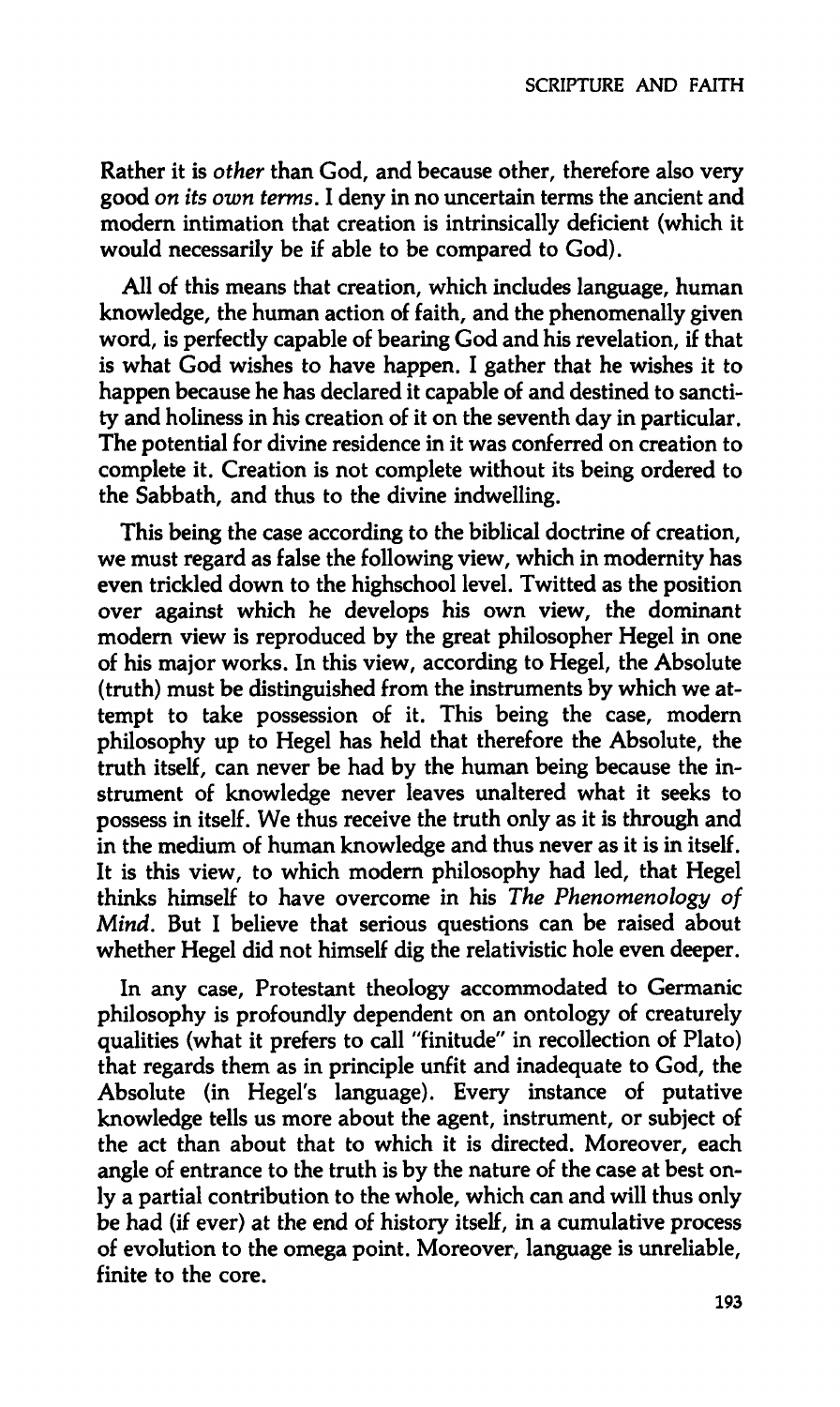Rather it is *other* than God, and because other, therefore also very good *on its own terms*. I deny in no uncertain terms the ancient and modern intimation that creation is intrinsically deficient (which it would necessarily be if able to be compared to God).

All of this means that creation, which includes language, human knowledge, the human action of faith, and the phenomenally given word, is perfectly capable of bearing God and his revelation, if that is what God wishes to have happen. I gather that he wishes it to happen because he has declared it capable of and destined to sanctity and holiness in his creation of it on the seventh day in particular. The potential for divine residence in it was conferred on creation to complete it. Creation is not complete without its being ordered to the Sabbath, and thus to the divine indwelling.

This being the case according to the biblical doctrine of creation, we must regard as false the following view, which in modernity has even trickled down to the highschool level. Twitted as the position over against which he develops his own view, the dominant modern view is reproduced by the great philosopher Hegel in one of his major works. In this view, according to Hegel, the Absolute (truth) must be distinguished from the instruments by which we attempt to take possession of it. This being the case, modern philosophy up to Hegel has held that therefore the Absolute, the truth itself, can never be had by the human being because the instrument of knowledge never leaves unaltered what it seeks to possess in itself. We thus receive the truth only as it is through and in the medium of human knowledge and thus never as it is in itself. It is this view, to which modern philosophy had led, that Hegel thinks himself to have overcome in his *The Phenomenology of Mind*. But I believe that serious questions can be raised about whether Hegel did not himself dig the relativistic hole even deeper.

In any case, Protestant theology accommodated to Germanic philosophy is profoundly dependent on an ontology of creaturely qualities (what it prefers to call "finitude" in recollection of Plato) that regards them as in principle unfit and inadequate to God, the Absolute (in Hegel's language). Every instance of putative knowledge tells us more about the agent, instrument, or subject of the act than about that to which it is directed. Moreover, each angle of entrance to the truth is by the nature of the case at best only a partial contribution to the whole, which can and will thus only be had (if ever) at the end of history itself, in a cumulative process of evolution to the omega point. Moreover, language is unreliable, finite to the core.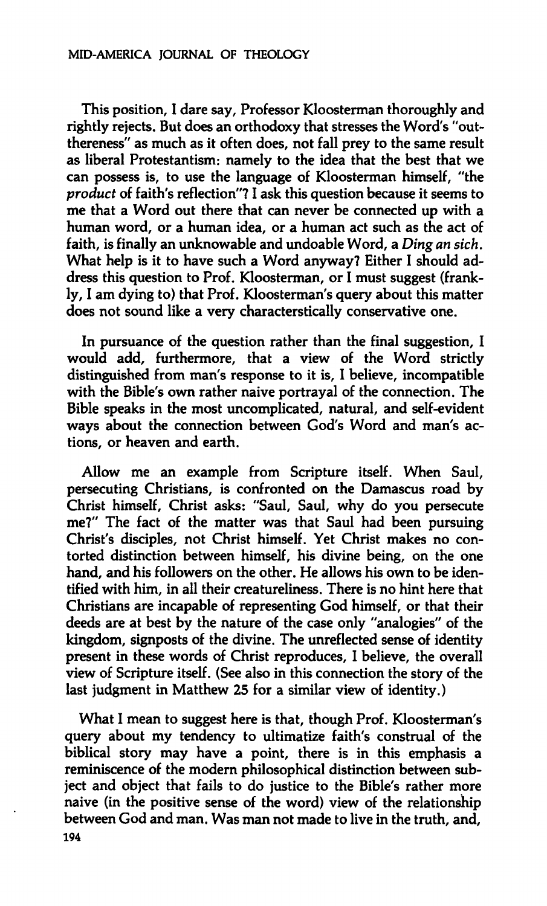This position, I dare say, Professor Kloosterman thoroughly and rightly rejects. But does an orthodoxy that stresses the Word's "out-thereness" as much as it often does, not fall prey to the same result as liberal Protestantism: namely to the idea that the best that we can possess is, to use the language of Kloosterman himself, "the *product* of faith's reflection"? I ask this question because it seems to me that a Word out there that can never be connected up with a human word, or a human idea, or a human act such as the act of faith, is finally an unknowable and undoable Word, a *Ding an sich*. What help is it to have such a Word anyway? Either I should address this question to Prof. Kloosterman, or I must suggest (frankly, I am dying to) that Prof. Kloosterman's query about this matter does not sound like a very characterstically conservative one.

In pursuance of the question rather than the final suggestion, I would add, furthermore, that a view of the Word strictly distinguished from man's response to it is, I believe, incompatible with the Bible's own rather naive portrayal of the connection. The Bible speaks in the most uncomplicated, natural, and self-evident ways about the connection between God's Word and man's actions, or heaven and earth.

Allow me an example from Scripture itself. When Saul, persecuting Christians, is confronted on the Damascus road by Christ himself, Christ asks: "Saul, Saul, why do you persecute me?" The fact of the matter was that Saul had been pursuing Christ's disciples, not Christ himself. Yet Christ makes no contorted distinction between himself, his divine being, on the one hand, and his followers on the other. He allows his own to be identified with him, in all their creatureliness. There is no hint here that Christians are incapable of representing God himself, or that their deeds are at best by the nature of the case only "analogies" of the kingdom, signposts of the divine. The unreflected sense of identity present in these words of Christ reproduces, I believe, the overall view of Scripture itself. (See also in this connection the story of the last judgment in Matthew 25 for a similar view of identity.)

What I mean to suggest here is that, though Prof. Kloosterman's query about my tendency to ultimatize faith's construal of the biblical story may have a point, there is in this emphasis a reminiscence of the modern philosophical distinction between subject and object that fails to do justice to the Bible's rather more naive (in the positive sense of the word) view of the relationship between God and man. Was man not made to live in the truth, and,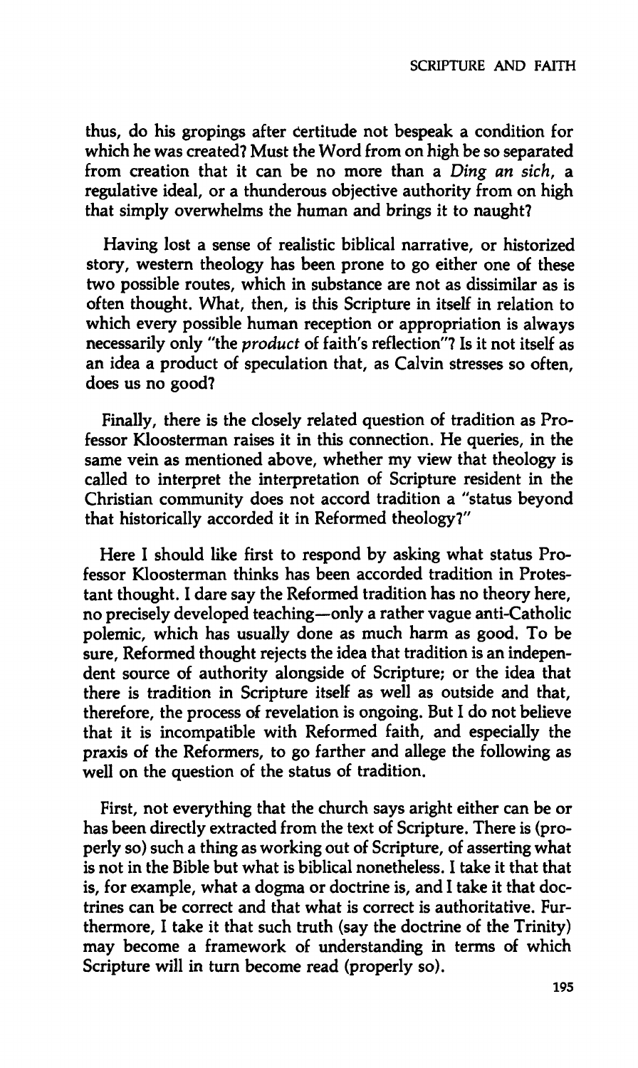thus, do his gropings after certitude not bespeak a condition for which he was created? Must the Word from on high be so separated from creation that it can be no more than a *Ding an sich*, a regulative ideal, or a thunderous objective authority from on high that simply overwhelms the human and brings it to naught?

Having lost a sense of realistic biblical narrative, or historized story, western theology has been prone to go either one of these two possible routes, which in substance are not as dissimilar as is often thought. What, then, is this Scripture in itself in relation to which every possible human reception or appropriation is always necessarily only "the *product* of faith's reflection"? Is it not itself as an idea a product of speculation that, as Calvin stresses so often, does us no good?

Finally, there is the closely related question of tradition as Professor Kloosterman raises it in this connection. He queries, in the same vein as mentioned above, whether my view that theology is called to interpret the interpretation of Scripture resident in the Christian community does not accord tradition a "status beyond that historically accorded it in Reformed theology?"

Here I should like first to respond by asking what status Professor Kloosterman thinks has been accorded tradition in Protestant thought. I dare say the Reformed tradition has no theory here, no precisely developed teaching—only a rather vague anti-Catholic polemic, which has usually done as much harm as good. To be sure, Reformed thought rejects the idea that tradition is an independent source of authority alongside of Scripture; or the idea that there is tradition in Scripture itself as well as outside and that, therefore, the process of revelation is ongoing. But I do not believe that it is incompatible with Reformed faith, and especially the praxis of the Reformers, to go farther and allege the following as well on the question of the status of tradition.

First, not everything that the church says aright either can be or has been directly extracted from the text of Scripture. There is (properly so) such a thing as working out of Scripture, of asserting what is not in the Bible but what is biblical nonetheless. I take it that that is, for example, what a dogma or doctrine is, and I take it that doctrines can be correct and that what is correct is authoritative. Furthermore, I take it that such truth (say the doctrine of the Trinity) may become a framework of understanding in terms of which Scripture will in turn become read (properly so).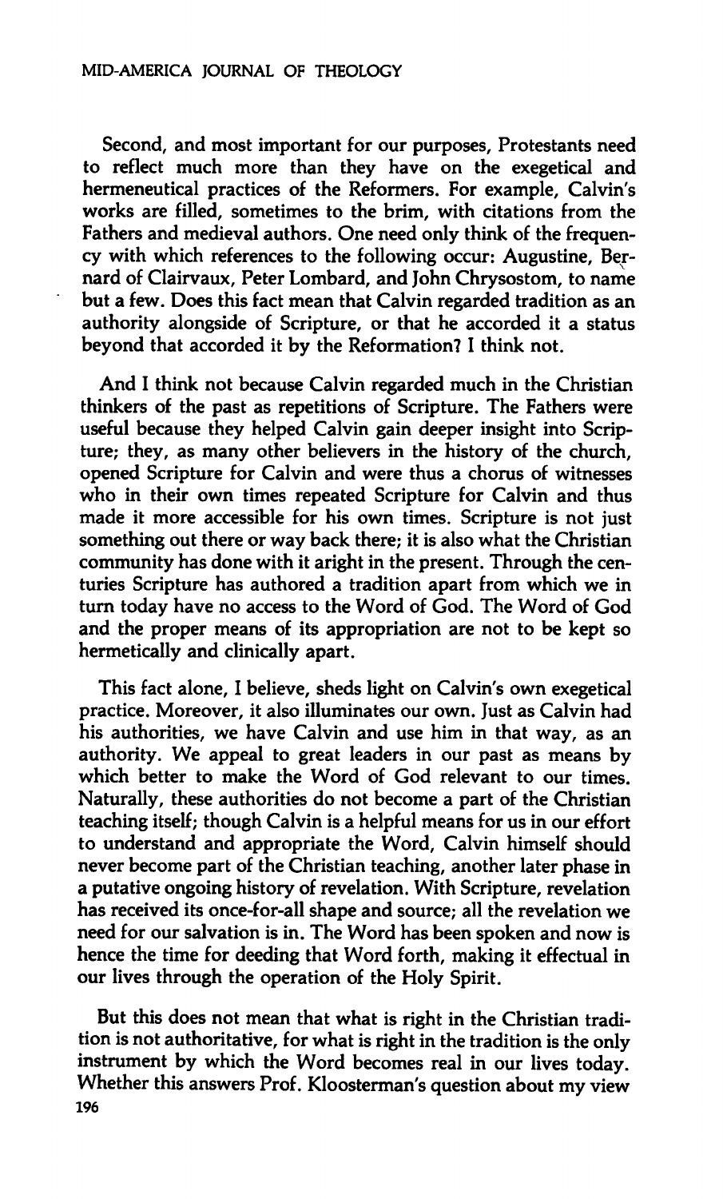Second, and most important for our purposes, Protestants need to reflect much more than they have on the exegetical and hermeneutical practices of the Reformers. For example, Calvin's works are filled, sometimes to the brim, with citations from the Fathers and medieval authors. One need only think of the frequency with which references to the following occur: Augustine, Bernard of Clairvaux, Peter Lombard, and John Chrysostom, to name but a few. Does this fact mean that Calvin regarded tradition as an authority alongside of Scripture, or that he accorded it a status beyond that accorded it by the Reformation? I think not.

And I think not because Calvin regarded much in the Christian thinkers of the past as repetitions of Scripture. The Fathers were useful because they helped Calvin gain deeper insight into Scripture; they, as many other believers in the history of the church, opened Scripture for Calvin and were thus a chorus of witnesses who in their own times repeated Scripture for Calvin and thus made it more accessible for his own times. Scripture is not just something out there or way back there; it is also what the Christian community has done with it aright in the present. Through the centuries Scripture has authored a tradition apart from which we in turn today have no access to the Word of God. The Word of God and the proper means of its appropriation are not to be kept so hermetically and clinically apart.

This fact alone, I believe, sheds light on Calvin's own exegetical practice. Moreover, it also illuminates our own. Just as Calvin had his authorities, we have Calvin and use him in that way, as an authority. We appeal to great leaders in our past as means by which better to make the Word of God relevant to our times. Naturally, these authorities do not become a part of the Christian teaching itself; though Calvin is a helpful means for us in our effort to understand and appropriate the Word, Calvin himself should never become part of the Christian teaching, another later phase in a putative ongoing history of revelation. With Scripture, revelation has received its once-for-all shape and source; all the revelation we need for our salvation is in. The Word has been spoken and now is hence the time for deeding that Word forth, making it effectual in our lives through the operation of the Holy Spirit.

But this does not mean that what is right in the Christian tradition is not authoritative, for what is right in the tradition is the only instrument by which the Word becomes real in our lives today. Whether this answers Prof. Kloosterman's question about my view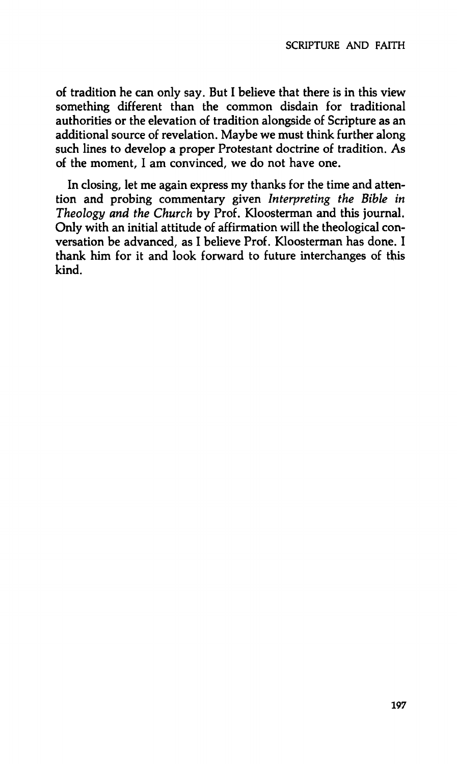of tradition he can only say. But I believe that there is in this view something different than the common disdain for traditional authorities or the elevation of tradition alongside of Scripture as an additional source of revelation. Maybe we must think further along such lines to develop a proper Protestant doctrine of tradition. As of the moment, I am convinced, we do not have one.

In closing, let me again express my thanks for the time and attention and probing commentary given *Interpreting the Bible in Theology and the Church* by Prof. Kloosterman and this journal. Only with an initial attitude of affirmation will the theological conversation be advanced, as I believe Prof. Kloosterman has done. I thank him for it and look forward to future interchanges of this kind.